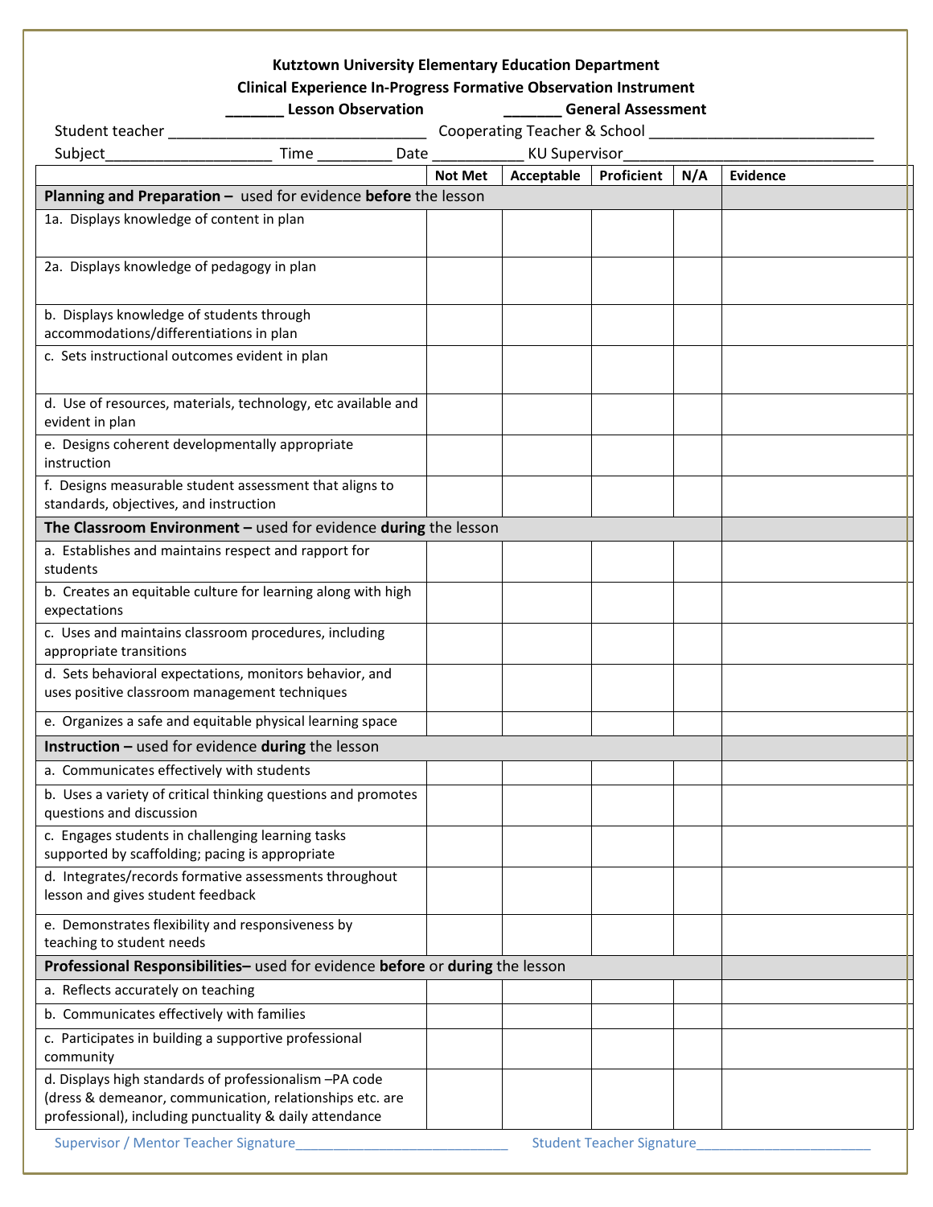**Kutztown University Elementary Education Department**

**Clinical Experience In-Progress Formative Observation Instrument**

**_______ Lesson Observation** **_______ General Assessment**

Student teacher _______________________________ Cooperating Teacher & School ___________________________

Subject____________________ Time _________ Date ___________ KU Supervisor______________________________

| | Not Met | Acceptable | Proficient | N/A | Evidence |
|---|---|---|---|---|---|
| **Planning and Preparation –** used for evidence **before** the lesson | | | | | |
| 1a. Displays knowledge of content in plan | | | | | |
| 2a. Displays knowledge of pedagogy in plan | | | | | |
| b. Displays knowledge of students through accommodations/differentiations in plan | | | | | |
| c. Sets instructional outcomes evident in plan | | | | | |
| d. Use of resources, materials, technology, etc available and evident in plan | | | | | |
| e. Designs coherent developmentally appropriate instruction | | | | | |
| f. Designs measurable student assessment that aligns to standards, objectives, and instruction | | | | | |
| **The Classroom Environment –** used for evidence **during** the lesson | | | | | |
| a. Establishes and maintains respect and rapport for students | | | | | |
| b. Creates an equitable culture for learning along with high expectations | | | | | |
| c. Uses and maintains classroom procedures, including appropriate transitions | | | | | |
| d. Sets behavioral expectations, monitors behavior, and uses positive classroom management techniques | | | | | |
| e. Organizes a safe and equitable physical learning space | | | | | |
| **Instruction –** used for evidence **during** the lesson | | | | | |
| a. Communicates effectively with students | | | | | |
| b. Uses a variety of critical thinking questions and promotes questions and discussion | | | | | |
| c. Engages students in challenging learning tasks supported by scaffolding; pacing is appropriate | | | | | |
| d. Integrates/records formative assessments throughout lesson and gives student feedback | | | | | |
| e. Demonstrates flexibility and responsiveness by teaching to student needs | | | | | |
| **Professional Responsibilities–** used for evidence **before** or **during** the lesson | | | | | |
| a. Reflects accurately on teaching | | | | | |
| b. Communicates effectively with families | | | | | |
| c. Participates in building a supportive professional community | | | | | |
| d. Displays high standards of professionalism –PA code (dress & demeanor, communication, relationships etc. are professional), including punctuality & daily attendance | | | | | |

Supervisor / Mentor Teacher Signature_____________________________ Student Teacher Signature________________________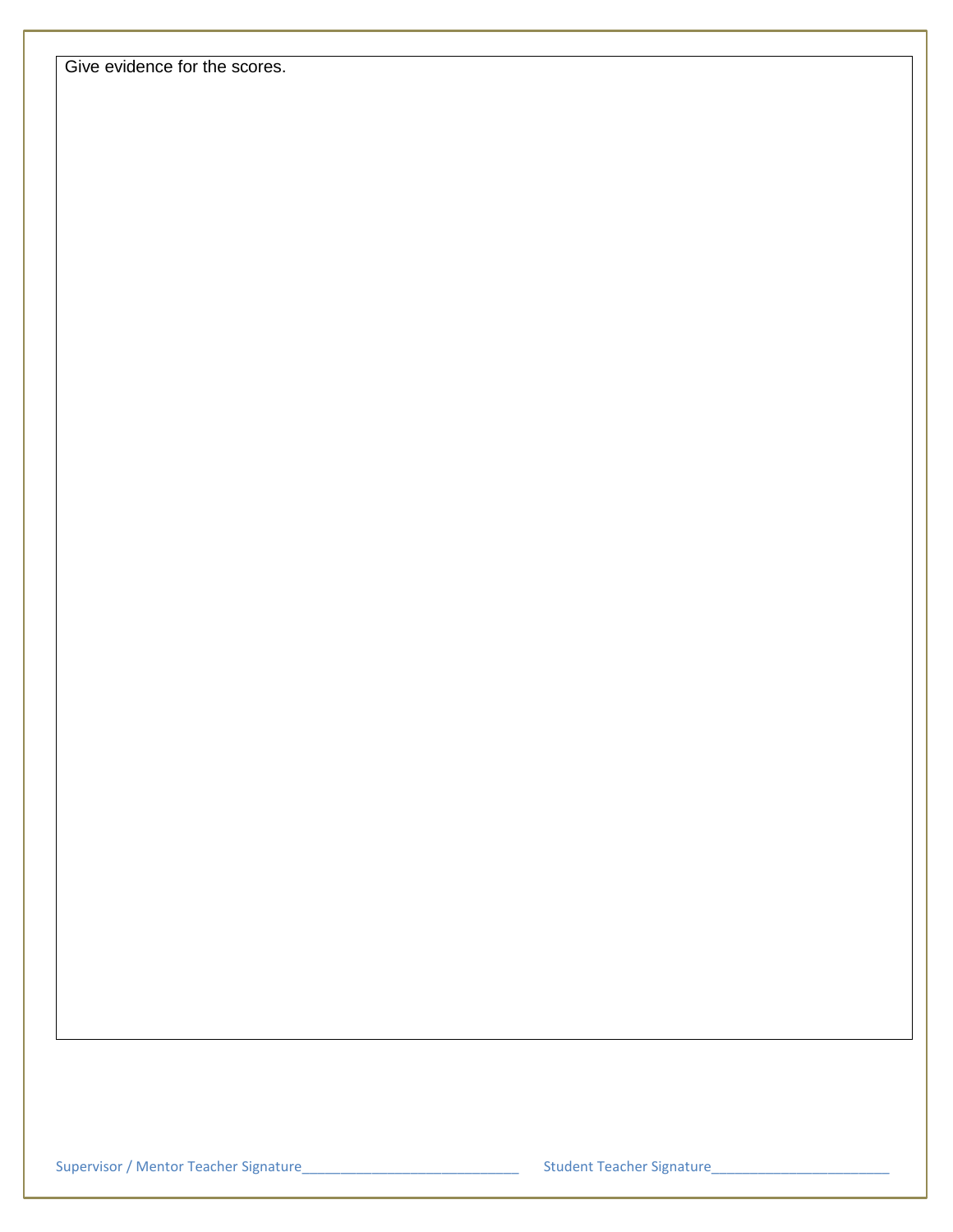Give evidence for the scores.

Supervisor / Mentor Teacher Signature____________________________ Student Teacher Signature_______________________